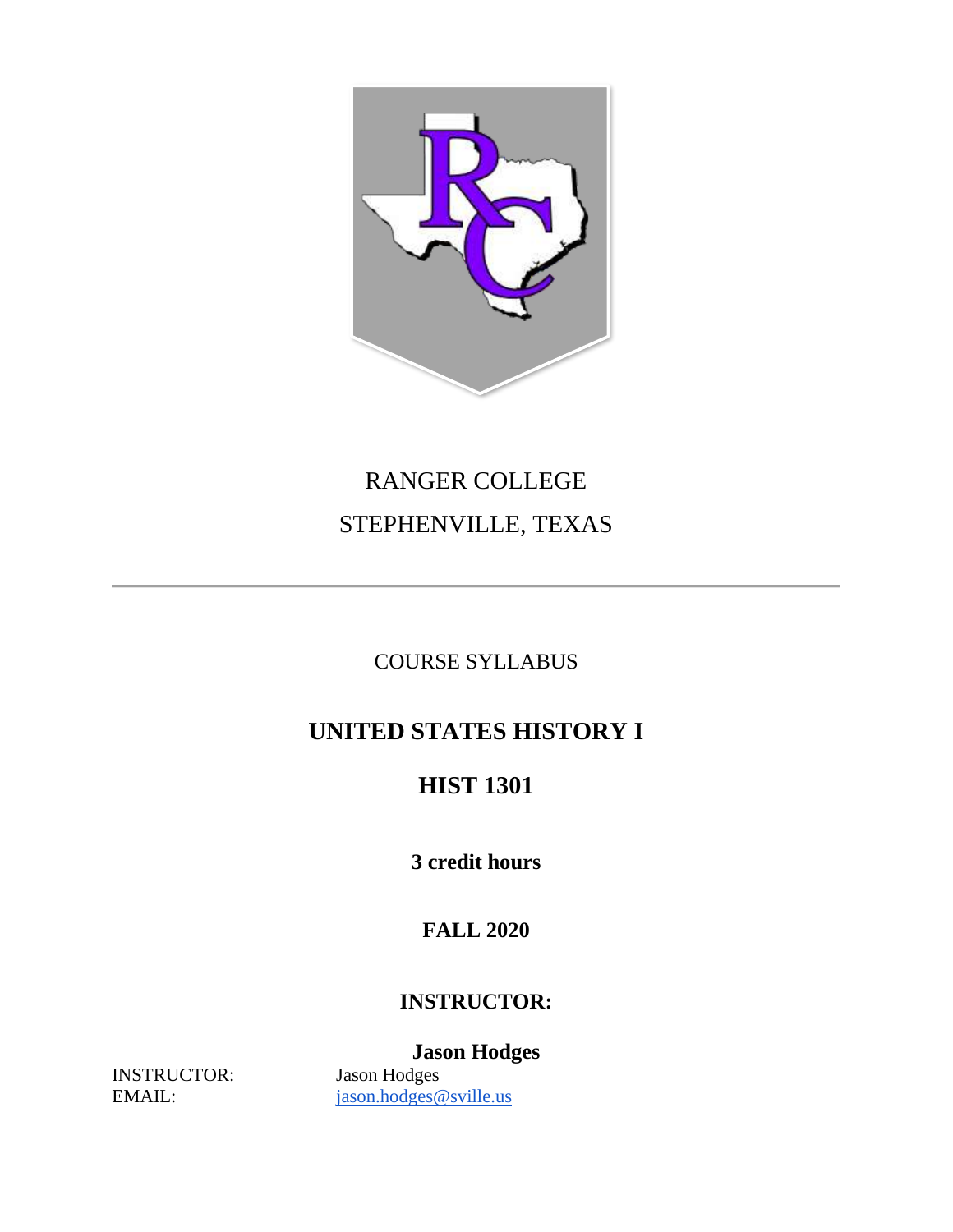RANGER COLLEGE

STEPHENVILLE, TEXAS

---

COURSE SYLLABUS

# UNITED STATES HISTORY I

# HIST 1301

**3 credit hours**

**FALL 2020**

**INSTRUCTOR:**

**Jason Hodges**

INSTRUCTOR: Jason Hodges
EMAIL: jason.hodges@sville.us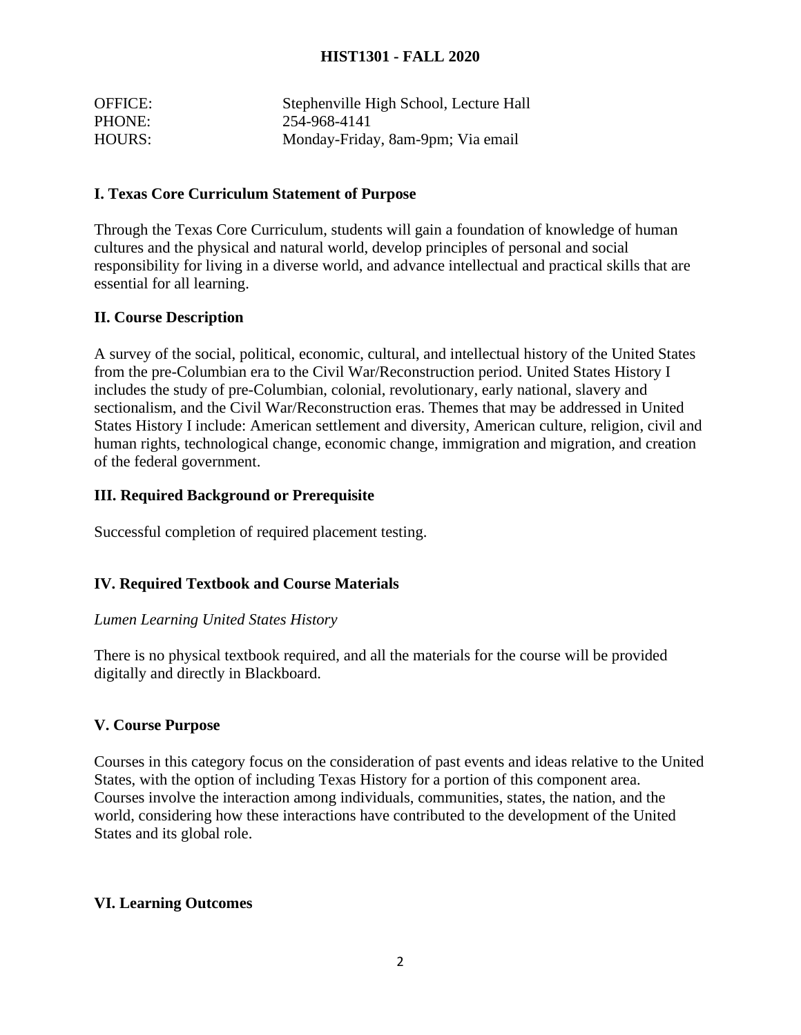# HIST1301 - FALL 2020

| | |
|---|---|
| OFFICE: | Stephenville High School, Lecture Hall |
| PHONE: | 254-968-4141 |
| HOURS: | Monday-Friday, 8am-9pm; Via email |

## I. Texas Core Curriculum Statement of Purpose

Through the Texas Core Curriculum, students will gain a foundation of knowledge of human cultures and the physical and natural world, develop principles of personal and social responsibility for living in a diverse world, and advance intellectual and practical skills that are essential for all learning.

## II. Course Description

A survey of the social, political, economic, cultural, and intellectual history of the United States from the pre-Columbian era to the Civil War/Reconstruction period. United States History I includes the study of pre-Columbian, colonial, revolutionary, early national, slavery and sectionalism, and the Civil War/Reconstruction eras. Themes that may be addressed in United States History I include: American settlement and diversity, American culture, religion, civil and human rights, technological change, economic change, immigration and migration, and creation of the federal government.

## III. Required Background or Prerequisite

Successful completion of required placement testing.

## IV. Required Textbook and Course Materials

*Lumen Learning United States History*

There is no physical textbook required, and all the materials for the course will be provided digitally and directly in Blackboard.

## V. Course Purpose

Courses in this category focus on the consideration of past events and ideas relative to the United States, with the option of including Texas History for a portion of this component area. Courses involve the interaction among individuals, communities, states, the nation, and the world, considering how these interactions have contributed to the development of the United States and its global role.

## VI. Learning Outcomes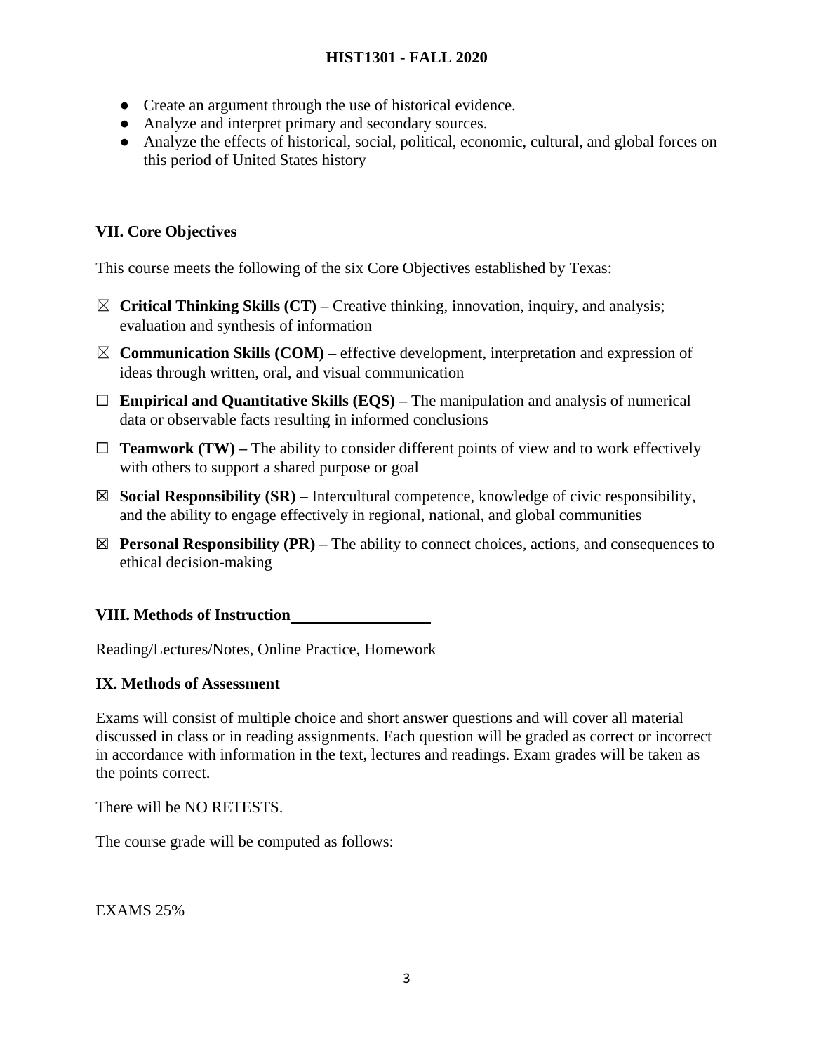- Create an argument through the use of historical evidence.
- Analyze and interpret primary and secondary sources.
- Analyze the effects of historical, social, political, economic, cultural, and global forces on this period of United States history

## VII. Core Objectives

This course meets the following of the six Core Objectives established by Texas:

☒ **Critical Thinking Skills (CT) –** Creative thinking, innovation, inquiry, and analysis; evaluation and synthesis of information

☒ **Communication Skills (COM) –** effective development, interpretation and expression of ideas through written, oral, and visual communication

☐ **Empirical and Quantitative Skills (EQS) –** The manipulation and analysis of numerical data or observable facts resulting in informed conclusions

☐ **Teamwork (TW) –** The ability to consider different points of view and to work effectively with others to support a shared purpose or goal

☒ **Social Responsibility (SR) –** Intercultural competence, knowledge of civic responsibility, and the ability to engage effectively in regional, national, and global communities

☒ **Personal Responsibility (PR) –** The ability to connect choices, actions, and consequences to ethical decision-making

## VIII. Methods of Instruction

Reading/Lectures/Notes, Online Practice, Homework

## IX. Methods of Assessment

Exams will consist of multiple choice and short answer questions and will cover all material discussed in class or in reading assignments. Each question will be graded as correct or incorrect in accordance with information in the text, lectures and readings. Exam grades will be taken as the points correct.

There will be NO RETESTS.

The course grade will be computed as follows:

EXAMS 25%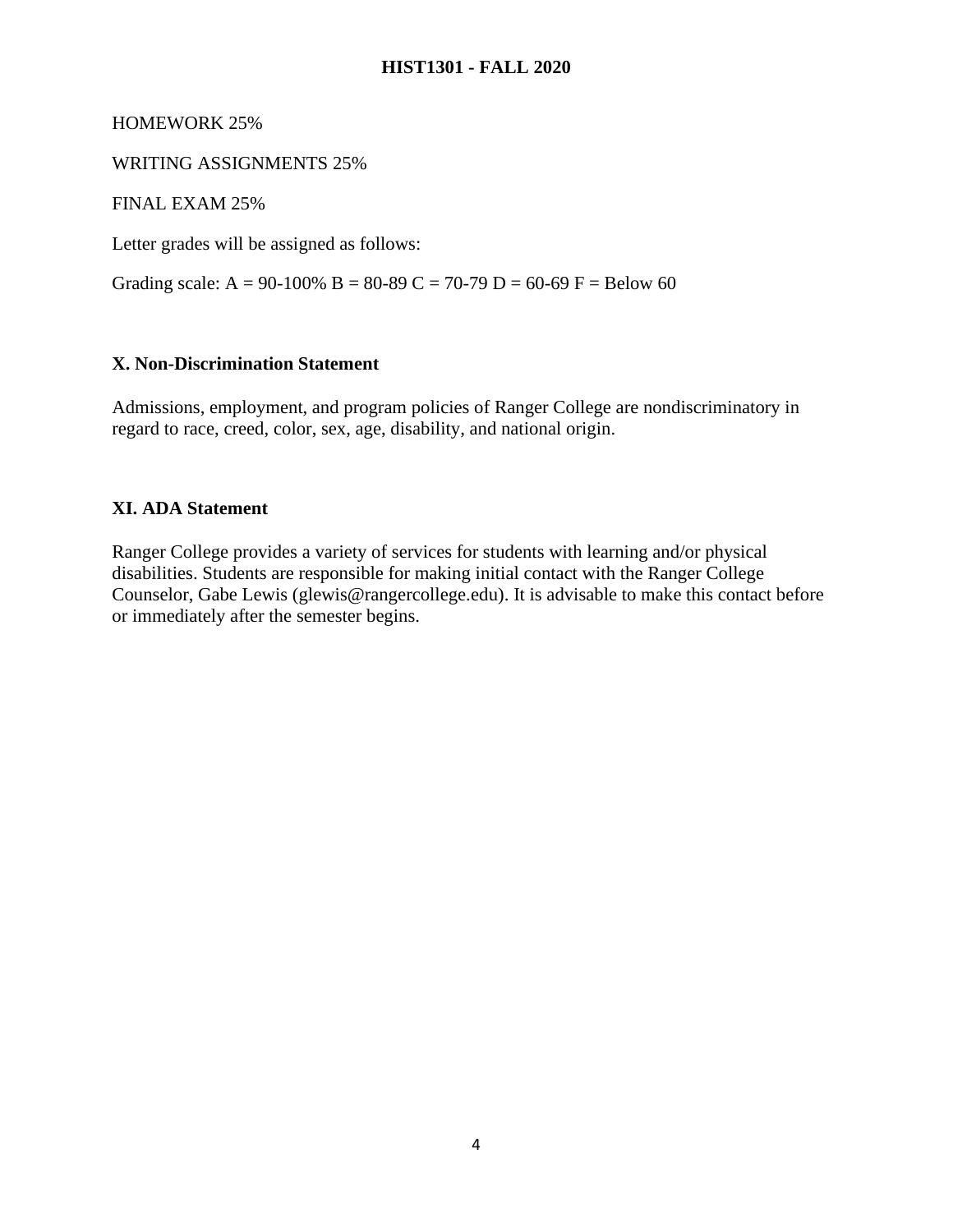HOMEWORK 25%

WRITING ASSIGNMENTS 25%

FINAL EXAM 25%

Letter grades will be assigned as follows:

Grading scale: A = 90-100% B = 80-89 C = 70-79 D = 60-69 F = Below 60

## X. Non-Discrimination Statement

Admissions, employment, and program policies of Ranger College are nondiscriminatory in regard to race, creed, color, sex, age, disability, and national origin.

## XI. ADA Statement

Ranger College provides a variety of services for students with learning and/or physical disabilities. Students are responsible for making initial contact with the Ranger College Counselor, Gabe Lewis (glewis@rangercollege.edu). It is advisable to make this contact before or immediately after the semester begins.